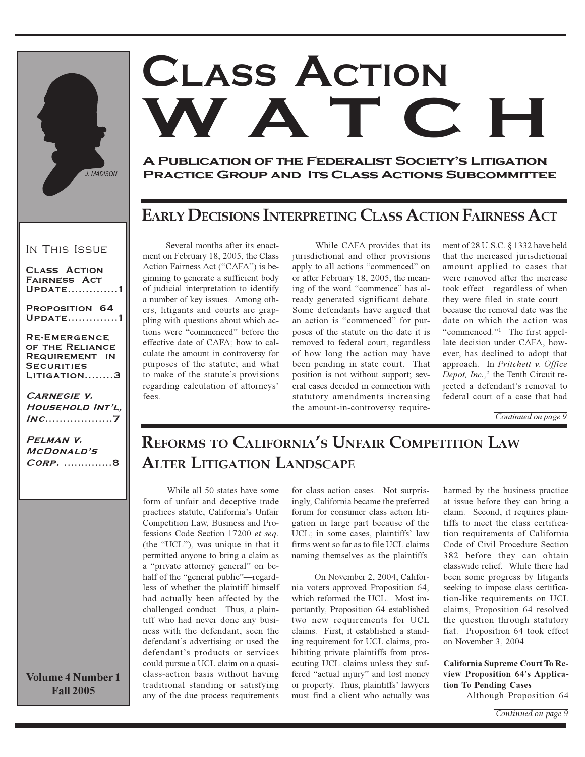# Class Action WATCH

**A Publication of the Federalist Society's Litigation Practice Group and Its Class Actions Subcommittee**

J. MADISON

**In This Issue**

- Class Action Fairness Act Update..............1
- Proposition 64 Update..............1
- Re-Emergence of the Reliance Requirement in Securities Litigation........3
- *Carnegie v. Household Int'l, Inc.*...................7
- *Pelman v. McDonald's Corp.* ..............8

**Volume 4 Number 1**
**Fall 2005**

## Early Decisions Interpreting Class Action Fairness Act

Several months after its enactment on February 18, 2005, the Class Action Fairness Act ("CAFA") is beginning to generate a sufficient body of judicial interpretation to identify a number of key issues. Among others, litigants and courts are grappling with questions about which actions were "commenced" before the effective date of CAFA; how to calculate the amount in controversy for purposes of the statute; and what to make of the statute's provisions regarding calculation of attorneys' fees.

While CAFA provides that its jurisdictional and other provisions apply to all actions "commenced" on or after February 18, 2005, the meaning of the word "commence" has already generated significant debate. Some defendants have argued that an action is "commenced" for purposes of the statute on the date it is removed to federal court, regardless of how long the action may have been pending in state court. That position is not without support; several cases decided in connection with statutory amendments increasing the amount-in-controversy requirement of 28 U.S.C. § 1332 have held that the increased jurisdictional amount applied to cases that were removed after the increase took effect—regardless of when they were filed in state court—because the removal date was the date on which the action was "commenced."[1] The first appellate decision under CAFA, however, has declined to adopt that approach. In *Pritchett v. Office Depot, Inc.*,[2] the Tenth Circuit rejected a defendant's removal to federal court of a case that had

*Continued on page 9*

## Reforms to California's Unfair Competition Law Alter Litigation Landscape

While all 50 states have some form of unfair and deceptive trade practices statute, California's Unfair Competition Law, Business and Professions Code Section 17200 *et seq.* (the "UCL"), was unique in that it permitted anyone to bring a claim as a "private attorney general" on behalf of the "general public"—regardless of whether the plaintiff himself had actually been affected by the challenged conduct. Thus, a plaintiff who had never done any business with the defendant, seen the defendant's advertising or used the defendant's products or services could pursue a UCL claim on a quasi-class-action basis without having traditional standing or satisfying any of the due process requirements for class action cases. Not surprisingly, California became the preferred forum for consumer class action litigation in large part because of the UCL; in some cases, plaintiffs' law firms went so far as to file UCL claims naming themselves as the plaintiffs.

On November 2, 2004, California voters approved Proposition 64, which reformed the UCL. Most importantly, Proposition 64 established two new requirements for UCL claims. First, it established a standing requirement for UCL claims, prohibiting private plaintiffs from prosecuting UCL claims unless they suffered "actual injury" and lost money or property. Thus, plaintiffs' lawyers must find a client who actually was harmed by the business practice at issue before they can bring a claim. Second, it requires plaintiffs to meet the class certification requirements of California Code of Civil Procedure Section 382 before they can obtain classwide relief. While there had been some progress by litigants seeking to impose class certification-like requirements on UCL claims, Proposition 64 resolved the question through statutory fiat. Proposition 64 took effect on November 3, 2004.

**California Supreme Court To Review Proposition 64's Application To Pending Cases**

Although Proposition 64

*Continued on page 9*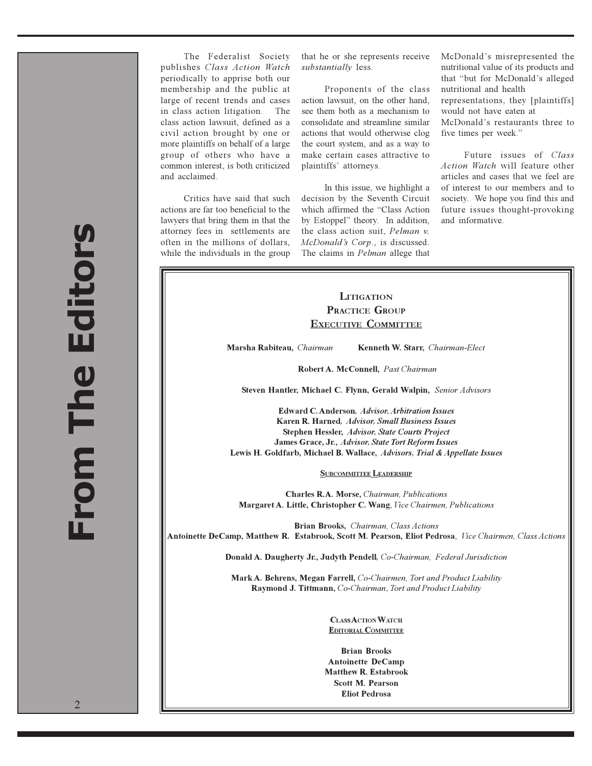# From The Editors

The Federalist Society publishes *Class Action Watch* periodically to apprise both our membership and the public at large of recent trends and cases in class action litigation. The class action lawsuit, defined as a civil action brought by one or more plaintiffs on behalf of a large group of others who have a common interest, is both criticized and acclaimed.

Critics have said that such actions are far too beneficial to the lawyers that bring them in that the attorney fees in settlements are often in the millions of dollars, while the individuals in the group that he or she represents receive *substantially* less.

Proponents of the class action lawsuit, on the other hand, see them both as a mechanism to consolidate and streamline similar actions that would otherwise clog the court system, and as a way to make certain cases attractive to plaintiffs' attorneys.

In this issue, we highlight a decision by the Seventh Circuit which affirmed the "Class Action by Estoppel" theory. In addition, the class action suit, *Pelman v. McDonald's Corp*., is discussed. The claims in *Pelman* allege that McDonald's misrepresented the nutritional value of its products and that "but for McDonald's alleged nutritional and health representations, they [plaintiffs] would not have eaten at McDonald's restaurants three to five times per week."

Future issues of *Class Action Watch* will feature other articles and cases that we feel are of interest to our members and to society. We hope you find this and future issues thought-provoking and informative.

## Litigation Practice Group Executive Committee

**Marsha Rabiteau,** *Chairman* **Kenneth W. Starr,** *Chairman-Elect*

**Robert A. McConnell,** *Past Chairman*

**Steven Hantler, Michael C. Flynn, Gerald Walpin,** *Senior Advisors*

**Edward C. Anderson,** ***Advisor, Arbitration Issues***
**Karen R. Harned,** ***Advisor, Small Business Issues***
**Stephen Hessler,** ***Advisor, State Courts Project***
**James Grace, Jr.,** ***Advisor, State Tort Reform Issues***
**Lewis H. Goldfarb, Michael B. Wallace,** ***Advisors, Trial & Appellate Issues***

### Subcommittee Leadership

**Charles R.A. Morse,** *Chairman, Publications*
**Margaret A. Little, Christopher C. Wang**, *Vice Chairmen, Publications*

**Brian Brooks,** *Chairman, Class Actions*
**Antoinette DeCamp, Matthew R. Estabrook, Scott M. Pearson, Eliot Pedrosa**, *Vice Chairmen, Class Actions*

**Donald A. Daugherty Jr., Judyth Pendell**, *Co-Chairman, Federal Jurisdiction*

**Mark A. Behrens, Megan Farrell,** *Co-Chairmen, Tort and Product Liability*
**Raymond J. Tittmann,** *Co-Chairman, Tort and Product Liability*

### Class Action Watch Editorial Committee

**Brian Brooks**
**Antoinette DeCamp**
**Matthew R. Estabrook**
**Scott M. Pearson**
**Eliot Pedrosa**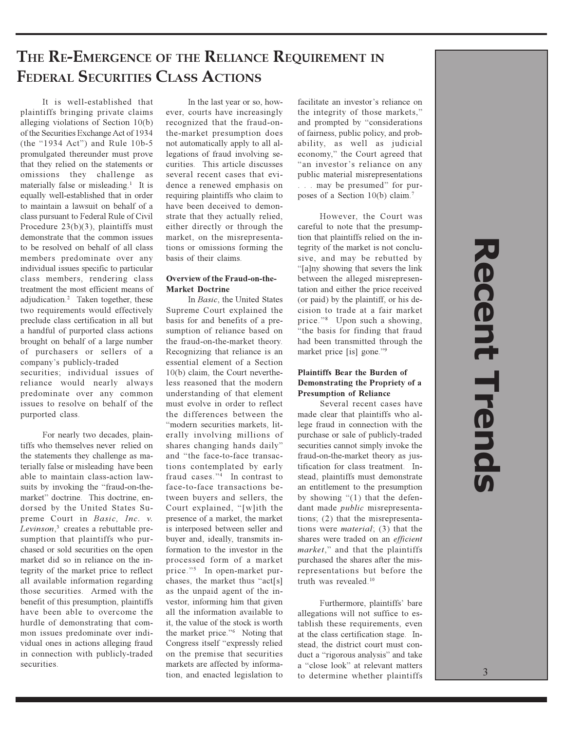## The Re-Emergence of the Reliance Requirement in Federal Securities Class Actions

It is well-established that plaintiffs bringing private claims alleging violations of Section 10(b) of the Securities Exchange Act of 1934 (the "1934 Act") and Rule 10b-5 promulgated thereunder must prove that they relied on the statements or omissions they challenge as materially false or misleading.[1] It is equally well-established that in order to maintain a lawsuit on behalf of a class pursuant to Federal Rule of Civil Procedure 23(b)(3), plaintiffs must demonstrate that the common issues to be resolved on behalf of all class members predominate over any individual issues specific to particular class members, rendering class treatment the most efficient means of adjudication.[2] Taken together, these two requirements would effectively preclude class certification in all but a handful of purported class actions brought on behalf of a large number of purchasers or sellers of a company's publicly-traded securities; individual issues of reliance would nearly always predominate over any common issues to resolve on behalf of the purported class.

For nearly two decades, plaintiffs who themselves never relied on the statements they challenge as materially false or misleading have been able to maintain class-action lawsuits by invoking the "fraud-on-the-market" doctrine. This doctrine, endorsed by the United States Supreme Court in *Basic, Inc. v. Levinson*,[3] creates a rebuttable presumption that plaintiffs who purchased or sold securities on the open market did so in reliance on the integrity of the market price to reflect all available information regarding those securities. Armed with the benefit of this presumption, plaintiffs have been able to overcome the hurdle of demonstrating that common issues predominate over individual ones in actions alleging fraud in connection with publicly-traded securities.

In the last year or so, however, courts have increasingly recognized that the fraud-on-the-market presumption does not automatically apply to all allegations of fraud involving securities. This article discusses several recent cases that evidence a renewed emphasis on requiring plaintiffs who claim to have been deceived to demonstrate that they actually relied, either directly or through the market, on the misrepresentations or omissions forming the basis of their claims.

**Overview of the Fraud-on-the-Market Doctrine**

In *Basic*, the United States Supreme Court explained the basis for and benefits of a presumption of reliance based on the fraud-on-the-market theory. Recognizing that reliance is an essential element of a Section 10(b) claim, the Court nevertheless reasoned that the modern understanding of that element must evolve in order to reflect the differences between the "modern securities markets, literally involving millions of shares changing hands daily" and "the face-to-face transactions contemplated by early fraud cases."[4] In contrast to face-to-face transactions between buyers and sellers, the Court explained, "[w]ith the presence of a market, the market is interposed between seller and buyer and, ideally, transmits information to the investor in the processed form of a market price."[5] In open-market purchases, the market thus "act[s] as the unpaid agent of the investor, informing him that given all the information available to it, the value of the stock is worth the market price."[6] Noting that Congress itself "expressly relied on the premise that securities markets are affected by information, and enacted legislation to facilitate an investor's reliance on the integrity of those markets," and prompted by "considerations of fairness, public policy, and probability, as well as judicial economy," the Court agreed that "an investor's reliance on any public material misrepresentations . . . may be presumed" for purposes of a Section 10(b) claim.[7]

However, the Court was careful to note that the presumption that plaintiffs relied on the integrity of the market is not conclusive, and may be rebutted by "[a]ny showing that severs the link between the alleged misrepresentation and either the price received (or paid) by the plaintiff, or his decision to trade at a fair market price."[8] Upon such a showing, "the basis for finding that fraud had been transmitted through the market price [is] gone."[9]

**Plaintiffs Bear the Burden of Demonstrating the Propriety of a Presumption of Reliance**

Several recent cases have made clear that plaintiffs who allege fraud in connection with the purchase or sale of publicly-traded securities cannot simply invoke the fraud-on-the-market theory as justification for class treatment. Instead, plaintiffs must demonstrate an entitlement to the presumption by showing "(1) that the defendant made *public* misrepresentations; (2) that the misrepresentations were *material*; (3) that the shares were traded on an *efficient market*," and that the plaintiffs purchased the shares after the misrepresentations but before the truth was revealed.[10]

Furthermore, plaintiffs' bare allegations will not suffice to establish these requirements, even at the class certification stage. Instead, the district court must conduct a "rigorous analysis" and take a "close look" at relevant matters to determine whether plaintiffs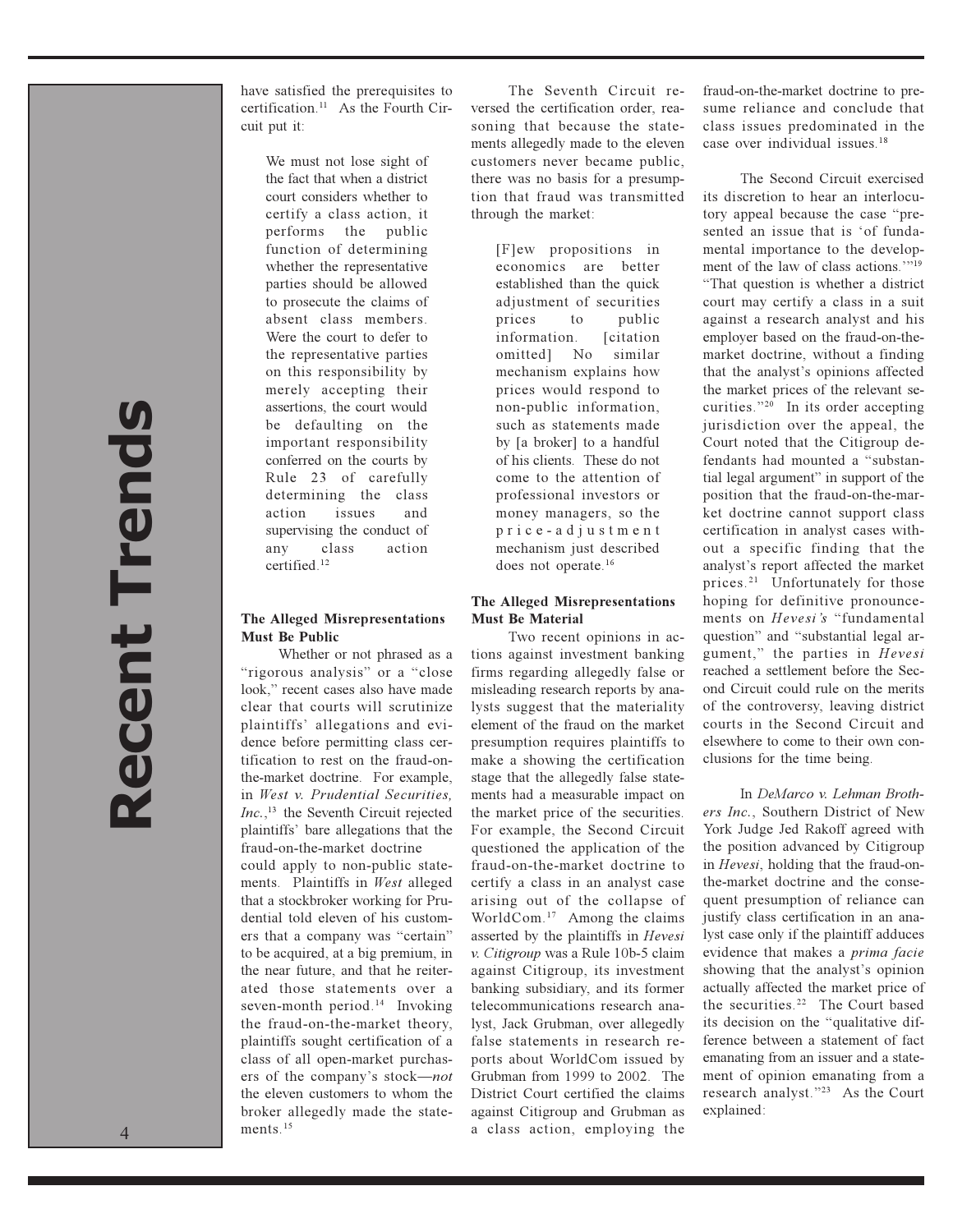have satisfied the prerequisites to certification.[11] As the Fourth Circuit put it:

> We must not lose sight of the fact that when a district court considers whether to certify a class action, it performs the public function of determining whether the representative parties should be allowed to prosecute the claims of absent class members. Were the court to defer to the representative parties on this responsibility by merely accepting their assertions, the court would be defaulting on the important responsibility conferred on the courts by Rule 23 of carefully determining the class action issues and supervising the conduct of any class action certified.[12]

**The Alleged Misrepresentations Must Be Public**

Whether or not phrased as a "rigorous analysis" or a "close look," recent cases also have made clear that courts will scrutinize plaintiffs' allegations and evidence before permitting class certification to rest on the fraud-on-the-market doctrine. For example, in *West v. Prudential Securities, Inc.*,[13] the Seventh Circuit rejected plaintiffs' bare allegations that the fraud-on-the-market doctrine could apply to non-public statements. Plaintiffs in *West* alleged that a stockbroker working for Prudential told eleven of his customers that a company was "certain" to be acquired, at a big premium, in the near future, and that he reiterated those statements over a seven-month period.[14] Invoking the fraud-on-the-market theory, plaintiffs sought certification of a class of all open-market purchasers of the company's stock—*not* the eleven customers to whom the broker allegedly made the statements.[15]

The Seventh Circuit reversed the certification order, reasoning that because the statements allegedly made to the eleven customers never became public, there was no basis for a presumption that fraud was transmitted through the market:

> [F]ew propositions in economics are better established than the quick adjustment of securities prices to public information. [citation omitted] No similar mechanism explains how prices would respond to non-public information, such as statements made by [a broker] to a handful of his clients. These do not come to the attention of professional investors or money managers, so the price-adjustment mechanism just described does not operate.[16]

**The Alleged Misrepresentations Must Be Material**

Two recent opinions in actions against investment banking firms regarding allegedly false or misleading research reports by analysts suggest that the materiality element of the fraud on the market presumption requires plaintiffs to make a showing the certification stage that the allegedly false statements had a measurable impact on the market price of the securities. For example, the Second Circuit questioned the application of the fraud-on-the-market doctrine to certify a class in an analyst case arising out of the collapse of WorldCom.[17] Among the claims asserted by the plaintiffs in *Hevesi v. Citigroup* was a Rule 10b-5 claim against Citigroup, its investment banking subsidiary, and its former telecommunications research analyst, Jack Grubman, over allegedly false statements in research reports about WorldCom issued by Grubman from 1999 to 2002. The District Court certified the claims against Citigroup and Grubman as a class action, employing the fraud-on-the-market doctrine to presume reliance and conclude that class issues predominated in the case over individual issues.[18]

The Second Circuit exercised its discretion to hear an interlocutory appeal because the case "presented an issue that is 'of fundamental importance to the development of the law of class actions.'"[19] "That question is whether a district court may certify a class in a suit against a research analyst and his employer based on the fraud-on-the-market doctrine, without a finding that the analyst's opinions affected the market prices of the relevant securities."[20] In its order accepting jurisdiction over the appeal, the Court noted that the Citigroup defendants had mounted a "substantial legal argument" in support of the position that the fraud-on-the-market doctrine cannot support class certification in analyst cases without a specific finding that the analyst's report affected the market prices.[21] Unfortunately for those hoping for definitive pronouncements on *Hevesi's* "fundamental question" and "substantial legal argument," the parties in *Hevesi* reached a settlement before the Second Circuit could rule on the merits of the controversy, leaving district courts in the Second Circuit and elsewhere to come to their own conclusions for the time being.

In *DeMarco v. Lehman Brothers Inc.*, Southern District of New York Judge Jed Rakoff agreed with the position advanced by Citigroup in *Hevesi*, holding that the fraud-on-the-market doctrine and the consequent presumption of reliance can justify class certification in an analyst case only if the plaintiff adduces evidence that makes a *prima facie* showing that the analyst's opinion actually affected the market price of the securities.[22] The Court based its decision on the "qualitative difference between a statement of fact emanating from an issuer and a statement of opinion emanating from a research analyst."[23] As the Court explained: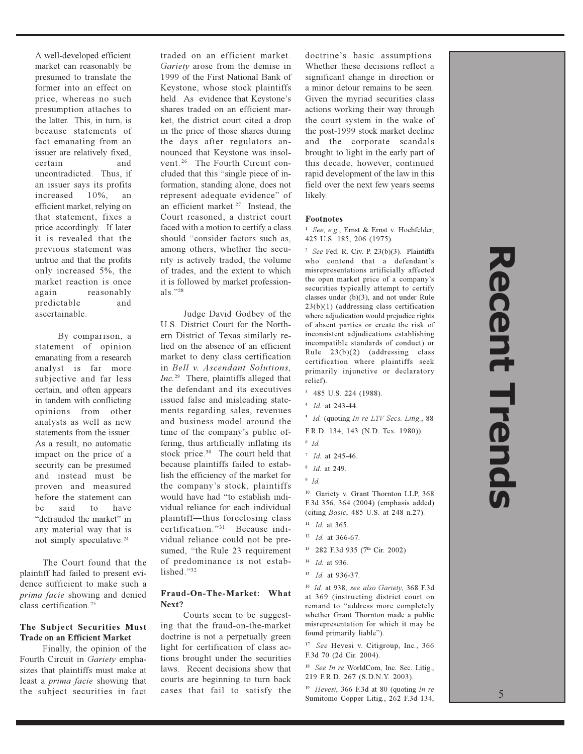A well-developed efficient market can reasonably be presumed to translate the former into an effect on price, whereas no such presumption attaches to the latter. This, in turn, is because statements of fact emanating from an issuer are relatively fixed, certain and uncontradicted. Thus, if an issuer says its profits increased 10%, an efficient market, relying on that statement, fixes a price accordingly. If later it is revealed that the previous statement was untrue and that the profits only increased 5%, the market reaction is once again reasonably predictable and ascertainable.

By comparison, a statement of opinion emanating from a research analyst is far more subjective and far less certain, and often appears in tandem with conflicting opinions from other analysts as well as new statements from the issuer. As a result, no automatic impact on the price of a security can be presumed and instead must be proven and measured before the statement can be said to have "defrauded the market" in any material way that is not simply speculative.[24]

The Court found that the plaintiff had failed to present evidence sufficient to make such a *prima facie* showing and denied class certification.[25]

### The Subject Securities Must Trade on an Efficient Market

Finally, the opinion of the Fourth Circuit in *Gariety* emphasizes that plaintiffs must make at least a *prima facie* showing that the subject securities in fact traded on an efficient market. *Gariety* arose from the demise in 1999 of the First National Bank of Keystone, whose stock plaintiffs held. As evidence that Keystone's shares traded on an efficient market, the district court cited a drop in the price of those shares during the days after regulators announced that Keystone was insolvent.[26] The Fourth Circuit concluded that this "single piece of information, standing alone, does not represent adequate evidence" of an efficient market.[27] Instead, the Court reasoned, a district court faced with a motion to certify a class should "consider factors such as, among others, whether the security is actively traded, the volume of trades, and the extent to which it is followed by market professionals."[28]

Judge David Godbey of the U.S. District Court for the Northern District of Texas similarly relied on the absence of an efficient market to deny class certification in *Bell v. Ascendant Solutions, Inc.*[29] There, plaintiffs alleged that the defendant and its executives issued false and misleading statements regarding sales, revenues and business model around the time of the company's public offering, thus artificially inflating its stock price.[30] The court held that because plaintiffs failed to establish the efficiency of the market for the company's stock, plaintiffs would have had "to establish individual reliance for each individual plaintiff—thus foreclosing class certification."[31] Because individual reliance could not be presumed, "the Rule 23 requirement of predominance is not established."[32]

### Fraud-On-The-Market: What Next?

Courts seem to be suggesting that the fraud-on-the-market doctrine is not a perpetually green light for certification of class actions brought under the securities laws. Recent decisions show that courts are beginning to turn back cases that fail to satisfy the doctrine's basic assumptions. Whether these decisions reflect a significant change in direction or a minor detour remains to be seen. Given the myriad securities class actions working their way through the court system in the wake of the post-1999 stock market decline and the corporate scandals brought to light in the early part of this decade, however, continued rapid development of the law in this field over the next few years seems likely.

### Footnotes

[1] *See, e.g.*, Ernst & Ernst v. Hochfelder, 425 U.S. 185, 206 (1975).

[2] *See* Fed. R. Civ. P. 23(b)(3). Plaintiffs who contend that a defendant's misrepresentations artificially affected the open market price of a company's securities typically attempt to certify classes under (b)(3), and not under Rule 23(b)(1) (addressing class certification where adjudication would prejudice rights of absent parties or create the risk of inconsistent adjudications establishing incompatible standards of conduct) or Rule 23(b)(2) (addressing class certification where plaintiffs seek primarily injunctive or declaratory relief).

[3] 485 U.S. 224 (1988).

[4] *Id.* at 243-44.

[5] *Id.* (quoting *In re LTV Secs. Litig.*, 88 F.R.D. 134, 143 (N.D. Tex. 1980)).

[6] *Id.*

[7] *Id.* at 245-46.

[8] *Id.* at 249.

[9] *Id.*

[10] Gariety v. Grant Thornton LLP, 368 F.3d 356, 364 (2004) (emphasis added) (citing *Basic*, 485 U.S. at 248 n.27).

[11] *Id.* at 365.

[12] *Id.* at 366-67.

[13] 282 F.3d 935 (7th Cir. 2002)

[14] *Id.* at 936.

[15] *Id.* at 936-37.

[16] *Id.* at 938; *see also Gariety*, 368 F.3d at 369 (instructing district court on remand to "address more completely whether Grant Thornton made a public misrepresentation for which it may be found primarily liable").

[17] *See* Hevesi v. Citigroup, Inc., 366 F.3d 70 (2d Cir. 2004).

[18] *See In re* WorldCom, Inc. Sec. Litig., 219 F.R.D. 267 (S.D.N.Y. 2003).

[19] *Hevesi*, 366 F.3d at 80 (quoting *In re* Sumitomo Copper Litig., 262 F.3d 134,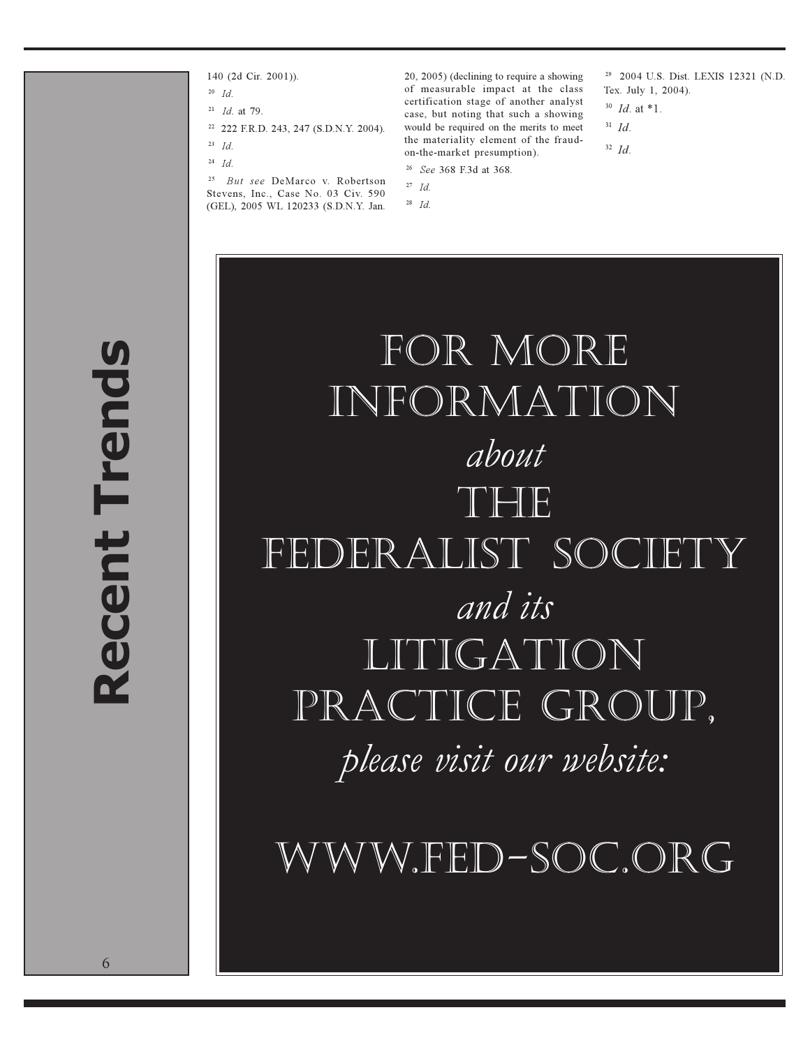140 (2d Cir. 2001)).

[20] *Id.*

[21] *Id.* at 79.

[22] 222 F.R.D. 243, 247 (S.D.N.Y. 2004).

[23] *Id.*

[24] *Id.*

[25] *But see* DeMarco v. Robertson Stevens, Inc., Case No. 03 Civ. 590 (GEL), 2005 WL 120233 (S.D.N.Y. Jan. 20, 2005) (declining to require a showing of measurable impact at the class certification stage of another analyst case, but noting that such a showing would be required on the merits to meet the materiality element of the fraud-on-the-market presumption).

[26] *See* 368 F.3d at 368.

[27] *Id.*

[28] *Id.*

[29] 2004 U.S. Dist. LEXIS 12321 (N.D. Tex. July 1, 2004).

[30] *Id.* at *1.

[31] *Id.*

[32] *Id.*

FOR MORE INFORMATION *about* THE FEDERALIST SOCIETY *and its* LITIGATION PRACTICE GROUP, *please visit our website:*

WWW.FED-SOC.ORG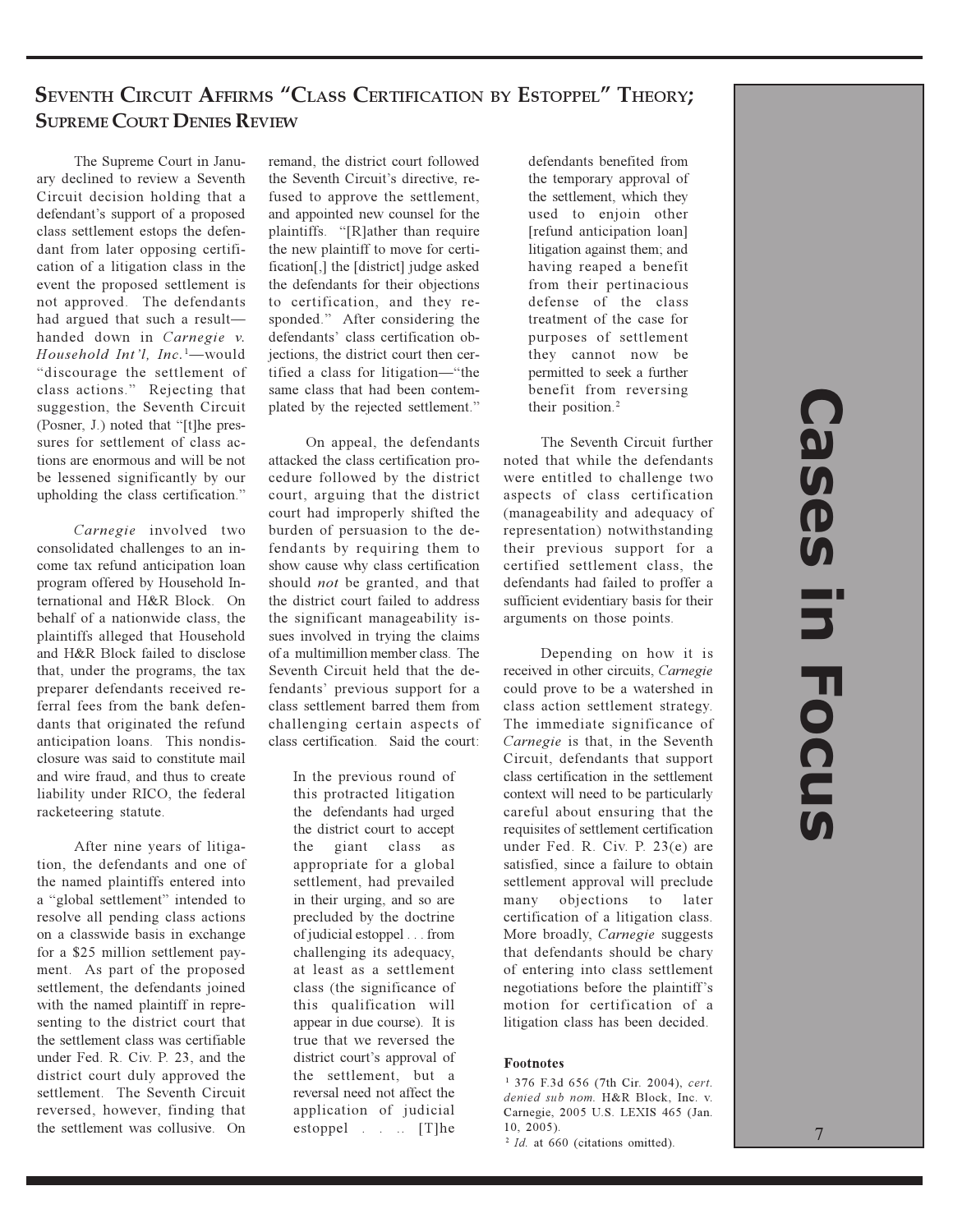## Seventh Circuit Affirms "Class Certification by Estoppel" Theory; Supreme Court Denies Review

The Supreme Court in January declined to review a Seventh Circuit decision holding that a defendant's support of a proposed class settlement estops the defendant from later opposing certification of a litigation class in the event the proposed settlement is not approved. The defendants had argued that such a result—handed down in *Carnegie v. Household Int'l, Inc.*[1]—would "discourage the settlement of class actions." Rejecting that suggestion, the Seventh Circuit (Posner, J.) noted that "[t]he pressures for settlement of class actions are enormous and will be not be lessened significantly by our upholding the class certification."

*Carnegie* involved two consolidated challenges to an income tax refund anticipation loan program offered by Household International and H&R Block. On behalf of a nationwide class, the plaintiffs alleged that Household and H&R Block failed to disclose that, under the programs, the tax preparer defendants received referral fees from the bank defendants that originated the refund anticipation loans. This nondisclosure was said to constitute mail and wire fraud, and thus to create liability under RICO, the federal racketeering statute.

After nine years of litigation, the defendants and one of the named plaintiffs entered into a "global settlement" intended to resolve all pending class actions on a classwide basis in exchange for a $25 million settlement payment. As part of the proposed settlement, the defendants joined with the named plaintiff in representing to the district court that the settlement class was certifiable under Fed. R. Civ. P. 23, and the district court duly approved the settlement. The Seventh Circuit reversed, however, finding that the settlement was collusive. On remand, the district court followed the Seventh Circuit's directive, refused to approve the settlement, and appointed new counsel for the plaintiffs. "[R]ather than require the new plaintiff to move for certification[,] the [district] judge asked the defendants for their objections to certification, and they responded." After considering the defendants' class certification objections, the district court then certified a class for litigation—"the same class that had been contemplated by the rejected settlement."

On appeal, the defendants attacked the class certification procedure followed by the district court, arguing that the district court had improperly shifted the burden of persuasion to the defendants by requiring them to show cause why class certification should *not* be granted, and that the district court failed to address the significant manageability issues involved in trying the claims of a multimillion member class. The Seventh Circuit held that the defendants' previous support for a class settlement barred them from challenging certain aspects of class certification. Said the court:

> In the previous round of this protracted litigation the defendants had urged the district court to accept the giant class as appropriate for a global settlement, had prevailed in their urging, and so are precluded by the doctrine of judicial estoppel . . . from challenging its adequacy, at least as a settlement class (the significance of this qualification will appear in due course). It is true that we reversed the district court's approval of the settlement, but a reversal need not affect the application of judicial estoppel . . .. [T]he defendants benefited from the temporary approval of the settlement, which they used to enjoin other [refund anticipation loan] litigation against them; and having reaped a benefit from their pertinacious defense of the class treatment of the case for purposes of settlement they cannot now be permitted to seek a further benefit from reversing their position.[2]

The Seventh Circuit further noted that while the defendants were entitled to challenge two aspects of class certification (manageability and adequacy of representation) notwithstanding their previous support for a certified settlement class, the defendants had failed to proffer a sufficient evidentiary basis for their arguments on those points.

Depending on how it is received in other circuits, *Carnegie* could prove to be a watershed in class action settlement strategy. The immediate significance of *Carnegie* is that, in the Seventh Circuit, defendants that support class certification in the settlement context will need to be particularly careful about ensuring that the requisites of settlement certification under Fed. R. Civ. P. 23(e) are satisfied, since a failure to obtain settlement approval will preclude many objections to later certification of a litigation class. More broadly, *Carnegie* suggests that defendants should be chary of entering into class settlement negotiations before the plaintiff's motion for certification of a litigation class has been decided.

**Footnotes**

[1] 376 F.3d 656 (7th Cir. 2004), *cert. denied sub nom.* H&R Block, Inc. v. Carnegie, 2005 U.S. LEXIS 465 (Jan. 10, 2005).

[2] *Id.* at 660 (citations omitted).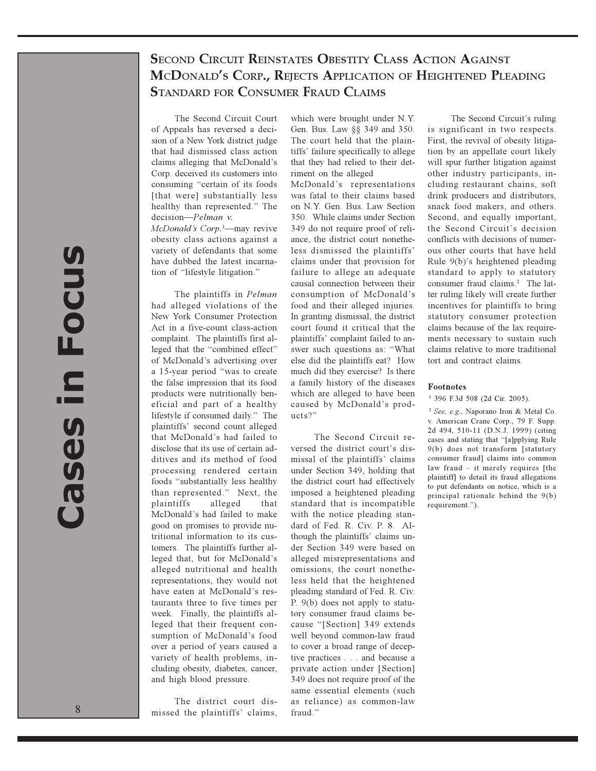## Second Circuit Reinstates Obestity Class Action Against McDonald's Corp., Rejects Application of Heightened Pleading Standard for Consumer Fraud Claims

The Second Circuit Court of Appeals has reversed a decision of a New York district judge that had dismissed class action claims alleging that McDonald's Corp. deceived its customers into consuming "certain of its foods [that were] substantially less healthy than represented." The decision—*Pelman v. McDonald's Corp.*[1]—may revive obesity class actions against a variety of defendants that some have dubbed the latest incarnation of "lifestyle litigation."

The plaintiffs in *Pelman* had alleged violations of the New York Consumer Protection Act in a five-count class-action complaint. The plaintiffs first alleged that the "combined effect" of McDonald's advertising over a 15-year period "was to create the false impression that its food products were nutritionally beneficial and part of a healthy lifestyle if consumed daily." The plaintiffs' second count alleged that McDonald's had failed to disclose that its use of certain additives and its method of food processing rendered certain foods "substantially less healthy than represented." Next, the plaintiffs alleged that McDonald's had failed to make good on promises to provide nutritional information to its customers. The plaintiffs further alleged that, but for McDonald's alleged nutritional and health representations, they would not have eaten at McDonald's restaurants three to five times per week. Finally, the plaintiffs alleged that their frequent consumption of McDonald's food over a period of years caused a variety of health problems, including obesity, diabetes, cancer, and high blood pressure.

The district court dismissed the plaintiffs' claims, which were brought under N.Y. Gen. Bus. Law §§ 349 and 350. The court held that the plaintiffs' failure specifically to allege that they had relied to their detriment on the alleged McDonald's representations was fatal to their claims based on N.Y. Gen. Bus. Law Section 350. While claims under Section 349 do not require proof of reliance, the district court nonetheless dismissed the plaintiffs' claims under that provision for failure to allege an adequate causal connection between their consumption of McDonald's food and their alleged injuries. In granting dismissal, the district court found it critical that the plaintiffs' complaint failed to answer such questions as: "What else did the plaintiffs eat? How much did they exercise? Is there a family history of the diseases which are alleged to have been caused by McDonald's products?"

The Second Circuit reversed the district court's dismissal of the plaintiffs' claims under Section 349, holding that the district court had effectively imposed a heightened pleading standard that is incompatible with the notice pleading standard of Fed. R. Civ. P. 8. Although the plaintiffs' claims under Section 349 were based on alleged misrepresentations and omissions, the court nonetheless held that the heightened pleading standard of Fed. R. Civ. P. 9(b) does not apply to statutory consumer fraud claims because "[Section] 349 extends well beyond common-law fraud to cover a broad range of deceptive practices . . . and because a private action under [Section] 349 does not require proof of the same essential elements (such as reliance) as common-law fraud."

The Second Circuit's ruling is significant in two respects. First, the revival of obesity litigation by an appellate court likely will spur further litigation against other industry participants, including restaurant chains, soft drink producers and distributors, snack food makers, and others. Second, and equally important, the Second Circuit's decision conflicts with decisions of numerous other courts that have held Rule 9(b)'s heightened pleading standard to apply to statutory consumer fraud claims.[2] The latter ruling likely will create further incentives for plaintiffs to bring statutory consumer protection claims because of the lax requirements necessary to sustain such claims relative to more traditional tort and contract claims.

### Footnotes

[1] 396 F.3d 508 (2d Cir. 2005).

[2] *See, e.g.,* Naporano Iron & Metal Co. v. American Crane Corp., 79 F. Supp. 2d 494, 510-11 (D.N.J. 1999) (citing cases and stating that "[a]pplying Rule 9(b) does not transform [statutory consumer fraud] claims into common law fraud – it merely requires [the plaintiff] to detail its fraud allegations to put defendants on notice, which is a principal rationale behind the 9(b) requirement.").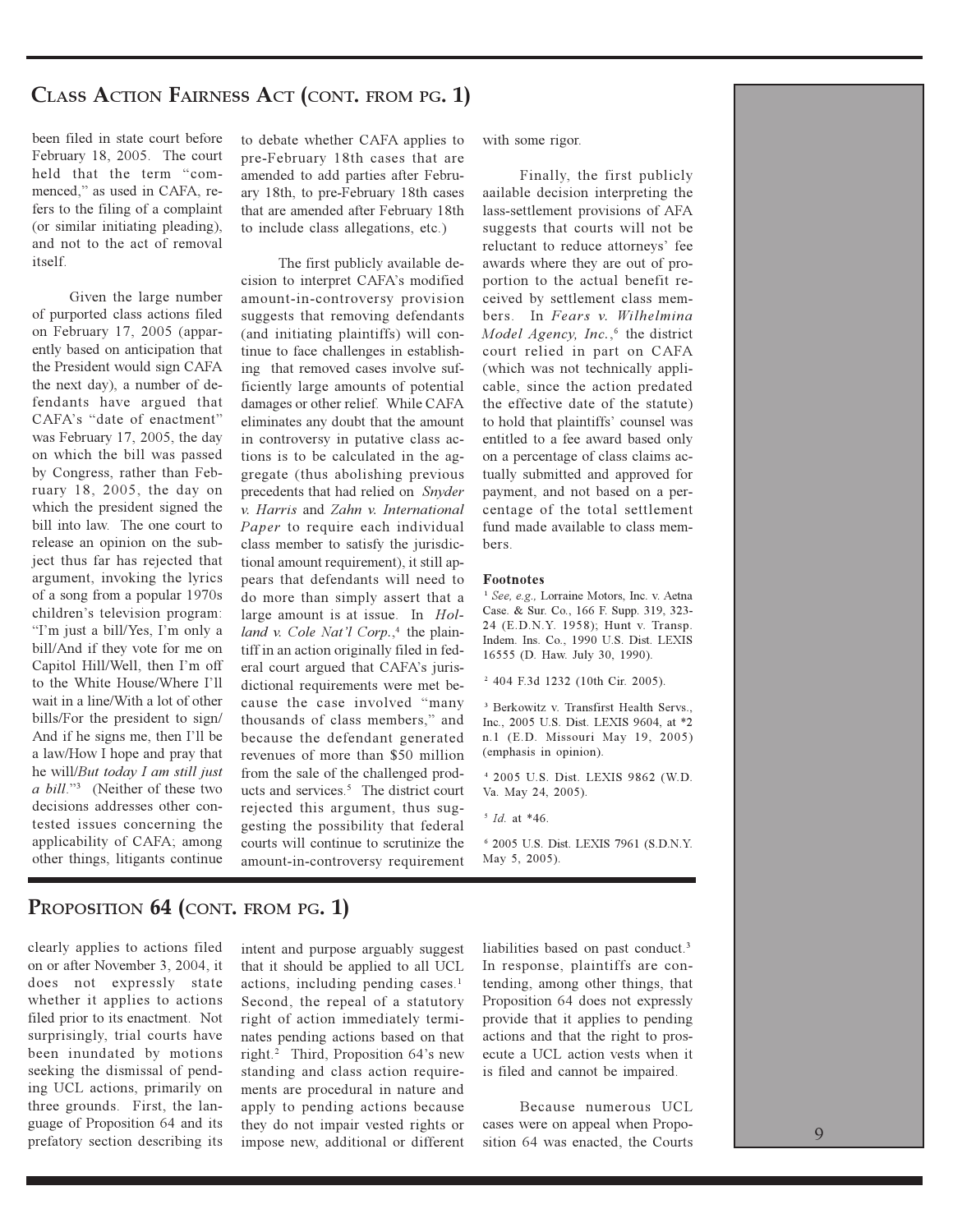## Class Action Fairness Act (cont. from pg. 1)

been filed in state court before February 18, 2005. The court held that the term "commenced," as used in CAFA, refers to the filing of a complaint (or similar initiating pleading), and not to the act of removal itself.

Given the large number of purported class actions filed on February 17, 2005 (apparently based on anticipation that the President would sign CAFA the next day), a number of defendants have argued that CAFA's "date of enactment" was February 17, 2005, the day on which the bill was passed by Congress, rather than February 18, 2005, the day on which the president signed the bill into law. The one court to release an opinion on the subject thus far has rejected that argument, invoking the lyrics of a song from a popular 1970s children's television program: "I'm just a bill/Yes, I'm only a bill/And if they vote for me on Capitol Hill/Well, then I'm off to the White House/Where I'll wait in a line/With a lot of other bills/For the president to sign/And if he signs me, then I'll be a law/How I hope and pray that he will/*But today I am still just a bill*."[3] (Neither of these two decisions addresses other contested issues concerning the applicability of CAFA; among other things, litigants continue to debate whether CAFA applies to pre-February 18th cases that are amended to add parties after February 18th, to pre-February 18th cases that are amended after February 18th to include class allegations, etc.)

The first publicly available decision to interpret CAFA's modified amount-in-controversy provision suggests that removing defendants (and initiating plaintiffs) will continue to face challenges in establishing that removed cases involve sufficiently large amounts of potential damages or other relief. While CAFA eliminates any doubt that the amount in controversy in putative class actions is to be calculated in the aggregate (thus abolishing previous precedents that had relied on *Snyder v. Harris* and *Zahn v. International Paper* to require each individual class member to satisfy the jurisdictional amount requirement), it still appears that defendants will need to do more than simply assert that a large amount is at issue. In *Holland v. Cole Nat'l Corp.*,[4] the plaintiff in an action originally filed in federal court argued that CAFA's jurisdictional requirements were met because the case involved "many thousands of class members," and because the defendant generated revenues of more than $50 million from the sale of the challenged products and services.[5] The district court rejected this argument, thus suggesting the possibility that federal courts will continue to scrutinize the amount-in-controversy requirement with some rigor.

Finally, the first publicly aailable decision interpreting the lass-settlement provisions of AFA suggests that courts will not be reluctant to reduce attorneys' fee awards where they are out of proportion to the actual benefit received by settlement class members. In *Fears v. Wilhelmina Model Agency, Inc.*,[6] the district court relied in part on CAFA (which was not technically applicable, since the action predated the effective date of the statute) to hold that plaintiffs' counsel was entitled to a fee award based only on a percentage of class claims actually submitted and approved for payment, and not based on a percentage of the total settlement fund made available to class members.

**Footnotes**

[1] *See, e.g.,* Lorraine Motors, Inc. v. Aetna Case. & Sur. Co., 166 F. Supp. 319, 323-24 (E.D.N.Y. 1958); Hunt v. Transp. Indem. Ins. Co., 1990 U.S. Dist. LEXIS 16555 (D. Haw. July 30, 1990).

[2] 404 F.3d 1232 (10th Cir. 2005).

[3] Berkowitz v. Transfirst Health Servs., Inc., 2005 U.S. Dist. LEXIS 9604, at *2 n.1 (E.D. Missouri May 19, 2005) (emphasis in opinion).

[4] 2005 U.S. Dist. LEXIS 9862 (W.D. Va. May 24, 2005).

[5] *Id.* at *46.

[6] 2005 U.S. Dist. LEXIS 7961 (S.D.N.Y. May 5, 2005).

## Proposition 64 (cont. from pg. 1)

clearly applies to actions filed on or after November 3, 2004, it does not expressly state whether it applies to actions filed prior to its enactment. Not surprisingly, trial courts have been inundated by motions seeking the dismissal of pending UCL actions, primarily on three grounds. First, the language of Proposition 64 and its prefatory section describing its intent and purpose arguably suggest that it should be applied to all UCL actions, including pending cases.[1] Second, the repeal of a statutory right of action immediately terminates pending actions based on that right.[2] Third, Proposition 64's new standing and class action requirements are procedural in nature and apply to pending actions because they do not impair vested rights or impose new, additional or different liabilities based on past conduct.[3] In response, plaintiffs are contending, among other things, that Proposition 64 does not expressly provide that it applies to pending actions and that the right to prosecute a UCL action vests when it is filed and cannot be impaired.

Because numerous UCL cases were on appeal when Proposition 64 was enacted, the Courts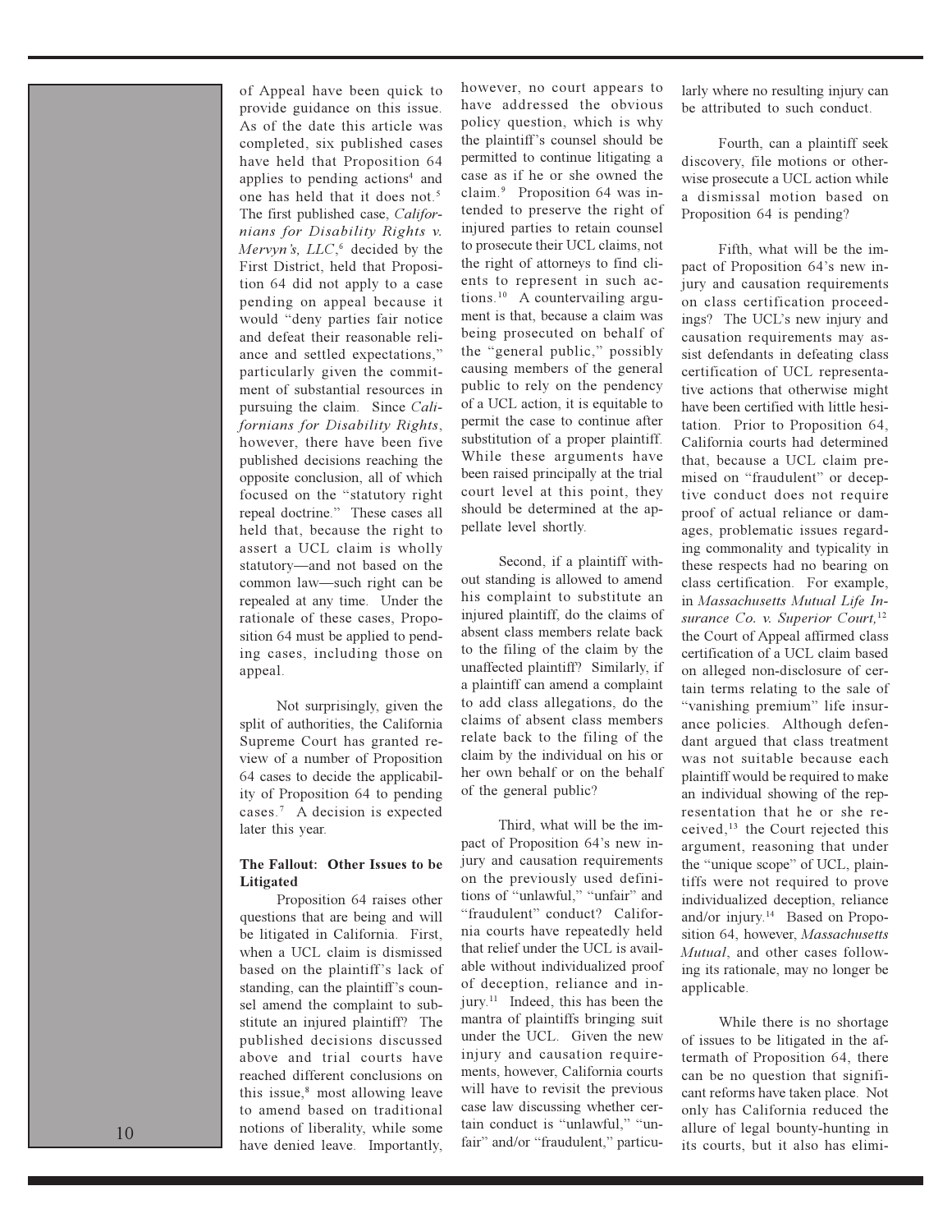of Appeal have been quick to provide guidance on this issue. As of the date this article was completed, six published cases have held that Proposition 64 applies to pending actions[4] and one has held that it does not.[5] The first published case, *Californians for Disability Rights v. Mervyn's, LLC*,[6] decided by the First District, held that Proposition 64 did not apply to a case pending on appeal because it would "deny parties fair notice and defeat their reasonable reliance and settled expectations," particularly given the commitment of substantial resources in pursuing the claim. Since *Californians for Disability Rights*, however, there have been five published decisions reaching the opposite conclusion, all of which focused on the "statutory right repeal doctrine." These cases all held that, because the right to assert a UCL claim is wholly statutory—and not based on the common law—such right can be repealed at any time. Under the rationale of these cases, Proposition 64 must be applied to pending cases, including those on appeal.

Not surprisingly, given the split of authorities, the California Supreme Court has granted review of a number of Proposition 64 cases to decide the applicability of Proposition 64 to pending cases.[7] A decision is expected later this year.

**The Fallout: Other Issues to be Litigated**

Proposition 64 raises other questions that are being and will be litigated in California. First, when a UCL claim is dismissed based on the plaintiff's lack of standing, can the plaintiff's counsel amend the complaint to substitute an injured plaintiff? The published decisions discussed above and trial courts have reached different conclusions on this issue,[8] most allowing leave to amend based on traditional notions of liberality, while some have denied leave. Importantly, however, no court appears to have addressed the obvious policy question, which is why the plaintiff's counsel should be permitted to continue litigating a case as if he or she owned the claim.[9] Proposition 64 was intended to preserve the right of injured parties to retain counsel to prosecute their UCL claims, not the right of attorneys to find clients to represent in such actions.[10] A countervailing argument is that, because a claim was being prosecuted on behalf of the "general public," possibly causing members of the general public to rely on the pendency of a UCL action, it is equitable to permit the case to continue after substitution of a proper plaintiff. While these arguments have been raised principally at the trial court level at this point, they should be determined at the appellate level shortly.

Second, if a plaintiff without standing is allowed to amend his complaint to substitute an injured plaintiff, do the claims of absent class members relate back to the filing of the claim by the unaffected plaintiff? Similarly, if a plaintiff can amend a complaint to add class allegations, do the claims of absent class members relate back to the filing of the claim by the individual on his or her own behalf or on the behalf of the general public?

Third, what will be the impact of Proposition 64's new injury and causation requirements on the previously used definitions of "unlawful," "unfair" and "fraudulent" conduct? California courts have repeatedly held that relief under the UCL is available without individualized proof of deception, reliance and injury.[11] Indeed, this has been the mantra of plaintiffs bringing suit under the UCL. Given the new injury and causation requirements, however, California courts will have to revisit the previous case law discussing whether certain conduct is "unlawful," "unfair" and/or "fraudulent," particularly where no resulting injury can be attributed to such conduct.

Fourth, can a plaintiff seek discovery, file motions or otherwise prosecute a UCL action while a dismissal motion based on Proposition 64 is pending?

Fifth, what will be the impact of Proposition 64's new injury and causation requirements on class certification proceedings? The UCL's new injury and causation requirements may assist defendants in defeating class certification of UCL representative actions that otherwise might have been certified with little hesitation. Prior to Proposition 64, California courts had determined that, because a UCL claim premised on "fraudulent" or deceptive conduct does not require proof of actual reliance or damages, problematic issues regarding commonality and typicality in these respects had no bearing on class certification. For example, in *Massachusetts Mutual Life Insurance Co. v. Superior Court,*[12] the Court of Appeal affirmed class certification of a UCL claim based on alleged non-disclosure of certain terms relating to the sale of "vanishing premium" life insurance policies. Although defendant argued that class treatment was not suitable because each plaintiff would be required to make an individual showing of the representation that he or she received,[13] the Court rejected this argument, reasoning that under the "unique scope" of UCL, plaintiffs were not required to prove individualized deception, reliance and/or injury.[14] Based on Proposition 64, however, *Massachusetts Mutual*, and other cases following its rationale, may no longer be applicable.

While there is no shortage of issues to be litigated in the aftermath of Proposition 64, there can be no question that significant reforms have taken place. Not only has California reduced the allure of legal bounty-hunting in its courts, but it also has elimi-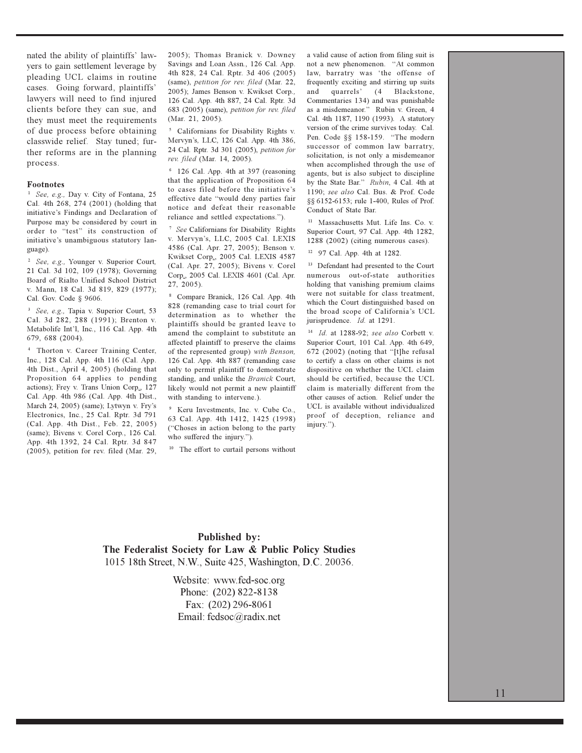nated the ability of plaintiffs' lawyers to gain settlement leverage by pleading UCL claims in routine cases. Going forward, plaintiffs' lawyers will need to find injured clients before they can sue, and they must meet the requirements of due process before obtaining classwide relief. Stay tuned; further reforms are in the planning process.

**Footnotes**

[1] *See, e.g.,* Day v. City of Fontana, 25 Cal. 4th 268, 274 (2001) (holding that initiative's Findings and Declaration of Purpose may be considered by court in order to "test" its construction of initiative's unambiguous statutory language).

[2] *See, e.g.,* Younger v. Superior Court, 21 Cal. 3d 102, 109 (1978); Governing Board of Rialto Unified School District v. Mann, 18 Cal. 3d 819, 829 (1977); Cal. Gov. Code § 9606.

[3] *See, e.g.,* Tapia v. Superior Court, 53 Cal. 3d 282, 288 (1991); Brenton v. Metabolife Int'l, Inc., 116 Cal. App. 4th 679, 688 (2004).

[4] Thorton v. Career Training Center, Inc., 128 Cal. App. 4th 116 (Cal. App. 4th Dist., April 4, 2005) (holding that Proposition 64 applies to pending actions); Frey v. Trans Union Corp., 127 Cal. App. 4th 986 (Cal. App. 4th Dist., March 24, 2005) (same); Lytwyn v. Fry's Electronics, Inc., 25 Cal. Rptr. 3d 791 (Cal. App. 4th Dist., Feb. 22, 2005) (same); Bivens v. Corel Corp., 126 Cal. App. 4th 1392, 24 Cal. Rptr. 3d 847 (2005), petition for rev. filed (Mar. 29, 2005); Thomas Branick v. Downey Savings and Loan Assn., 126 Cal. App. 4th 828, 24 Cal. Rptr. 3d 406 (2005) (same), *petition for rev. filed* (Mar. 22, 2005); James Benson v. Kwikset Corp., 126 Cal. App. 4th 887, 24 Cal. Rptr. 3d 683 (2005) (same), *petition for rev. filed* (Mar. 21, 2005).

[5] Californians for Disability Rights v. Mervyn's, LLC, 126 Cal. App. 4th 386, 24 Cal. Rptr. 3d 301 (2005), *petition for rev. filed* (Mar. 14, 2005).

[6] 126 Cal. App. 4th at 397 (reasoning that the application of Proposition 64 to cases filed before the initiative's effective date "would deny parties fair notice and defeat their reasonable reliance and settled expectations.").

[7] *See* Californians for Disability Rights v. Mervyn's, LLC, 2005 Cal. LEXIS 4586 (Cal. Apr. 27, 2005); Benson v. Kwikset Corp., 2005 Cal. LEXIS 4587 (Cal. Apr. 27, 2005); Bivens v. Corel Corp., 2005 Cal. LEXIS 4601 (Cal. Apr. 27, 2005).

[8] Compare Branick, 126 Cal. App. 4th 828 (remanding case to trial court for determination as to whether the plaintiffs should be granted leave to amend the complaint to substitute an affected plaintiff to preserve the claims of the represented group) *with Benson,* 126 Cal. App. 4th 887 (remanding case only to permit plaintiff to demonstrate standing, and unlike the *Branick* Court, likely would not permit a new plaintiff with standing to intervene.).

[9] Keru Investments, Inc. v. Cube Co., 63 Cal. App. 4th 1412, 1425 (1998) ("Choses in action belong to the party who suffered the injury.").

[10] The effort to curtail persons without a valid cause of action from filing suit is not a new phenomenon. "At common law, barratry was 'the offense of frequently exciting and stirring up suits and quarrels' (4 Blackstone, Commentaries 134) and was punishable as a misdemeanor." Rubin v. Green, 4 Cal. 4th 1187, 1190 (1993). A statutory version of the crime survives today. Cal. Pen. Code §§ 158-159. "The modern successor of common law barratry, solicitation, is not only a misdemeanor when accomplished through the use of agents, but is also subject to discipline by the State Bar." *Rubin*, 4 Cal. 4th at 1190; *see also* Cal. Bus. & Prof. Code §§ 6152-6153; rule 1-400, Rules of Prof. Conduct of State Bar.

[11] Massachusetts Mut. Life Ins. Co. v. Superior Court, 97 Cal. App. 4th 1282, 1288 (2002) (citing numerous cases).

[12] 97 Cal. App. 4th at 1282.

[13] Defendant had presented to the Court numerous out-of-state authorities holding that vanishing premium claims were not suitable for class treatment, which the Court distinguished based on the broad scope of California's UCL jurisprudence. *Id.* at 1291.

[14] *Id.* at 1288-92; *see also* Corbett v. Superior Court, 101 Cal. App. 4th 649, 672 (2002) (noting that "[t]he refusal to certify a class on other claims is not dispositive on whether the UCL claim should be certified, because the UCL claim is materially different from the other causes of action. Relief under the UCL is available without individualized proof of deception, reliance and injury.").

**Published by:**
**The Federalist Society for Law & Public Policy Studies**
1015 18th Street, N.W., Suite 425, Washington, D.C. 20036.

Website: www.fed-soc.org
Phone: (202) 822-8138
Fax: (202) 296-8061
Email: fedsoc@radix.net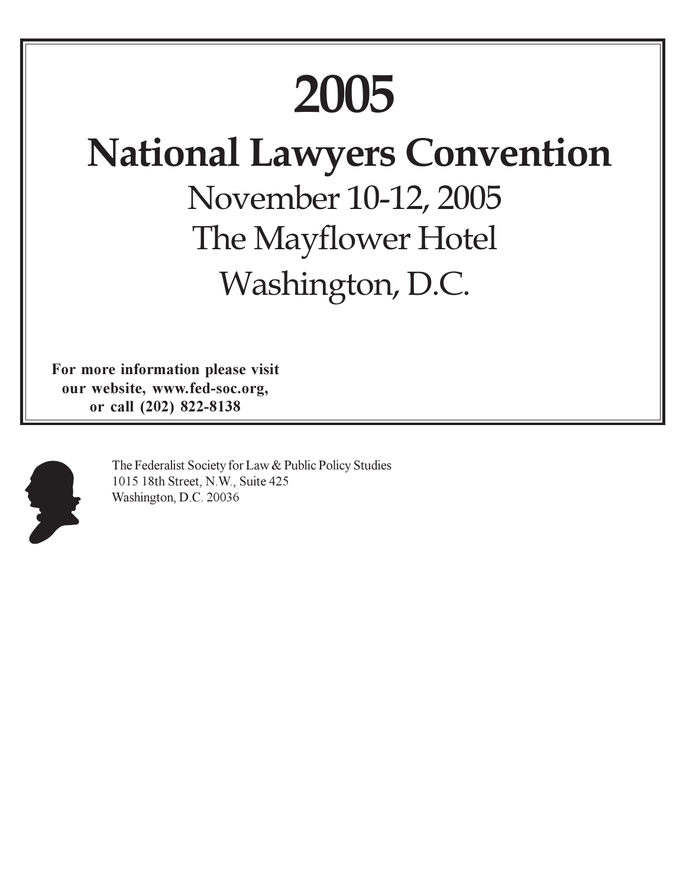# 2005

## National Lawyers Convention

November 10-12, 2005

The Mayflower Hotel

Washington, D.C.

**For more information please visit our website, www.fed-soc.org, or call (202) 822-8138**

The Federalist Society for Law & Public Policy Studies
1015 18th Street, N.W., Suite 425
Washington, D.C. 20036